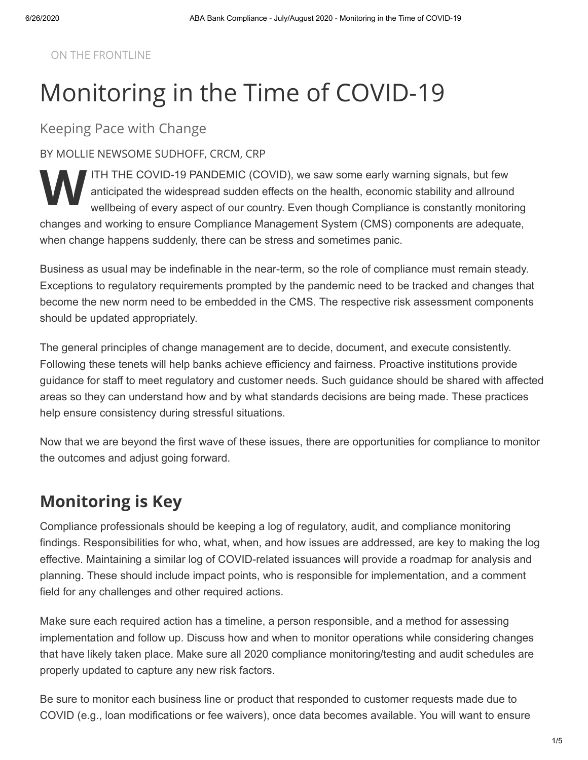ON THE FRONTLINE

# Monitoring in the Time of COVID-19

## Keeping Pace with Change

BY MOLLIE NEWSOME SUDHOFF, CRCM, CRP

WITH THE COVID-19 PANDEMIC (COVID), we saw some early warning signals, but few anticipated the widespread sudden effects on the health, economic stability and allround wellbeing of every aspect of our country. Even though Compliance is constantly monitoring changes and working to ensure Compliance Management System (CMS) components are adequate, when change happens suddenly, there can be stress and sometimes panic.

Business as usual may be indefinable in the near-term, so the role of compliance must remain steady. Exceptions to regulatory requirements prompted by the pandemic need to be tracked and changes that become the new norm need to be embedded in the CMS. The respective risk assessment components should be updated appropriately.

The general principles of change management are to decide, document, and execute consistently. Following these tenets will help banks achieve efficiency and fairness. Proactive institutions provide guidance for staff to meet regulatory and customer needs. Such guidance should be shared with affected areas so they can understand how and by what standards decisions are being made. These practices help ensure consistency during stressful situations.

Now that we are beyond the first wave of these issues, there are opportunities for compliance to monitor the outcomes and adjust going forward.

## Monitoring is Key

Compliance professionals should be keeping a log of regulatory, audit, and compliance monitoring findings. Responsibilities for who, what, when, and how issues are addressed, are key to making the log effective. Maintaining a similar log of COVID-related issuances will provide a roadmap for analysis and planning. These should include impact points, who is responsible for implementation, and a comment field for any challenges and other required actions.

Make sure each required action has a timeline, a person responsible, and a method for assessing implementation and follow up. Discuss how and when to monitor operations while considering changes that have likely taken place. Make sure all 2020 compliance monitoring/testing and audit schedules are properly updated to capture any new risk factors.

Be sure to monitor each business line or product that responded to customer requests made due to COVID (e.g., loan modifications or fee waivers), once data becomes available. You will want to ensure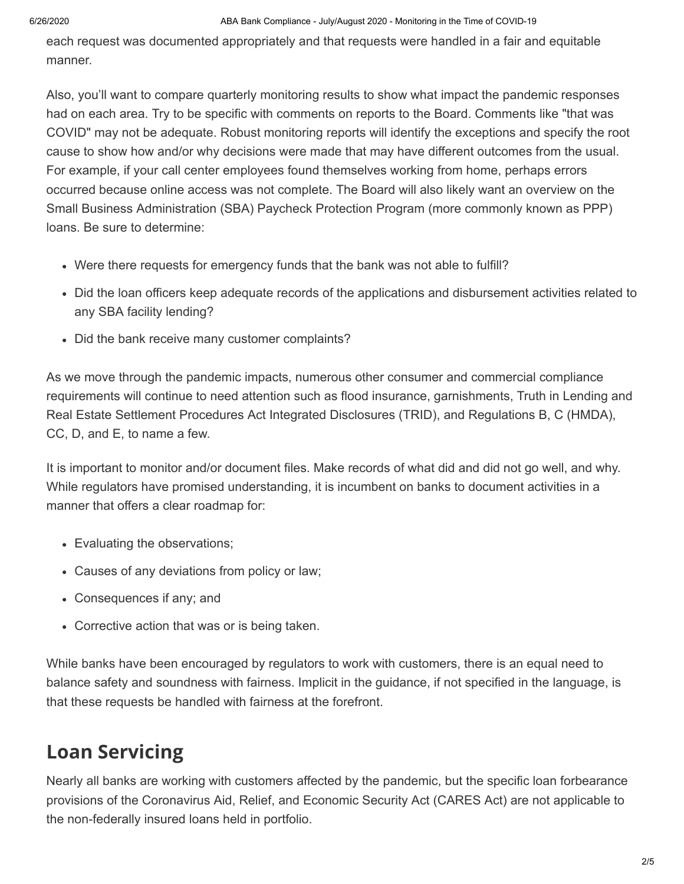each request was documented appropriately and that requests were handled in a fair and equitable manner.

Also, you'll want to compare quarterly monitoring results to show what impact the pandemic responses had on each area. Try to be specific with comments on reports to the Board. Comments like "that was COVID" may not be adequate. Robust monitoring reports will identify the exceptions and specify the root cause to show how and/or why decisions were made that may have different outcomes from the usual. For example, if your call center employees found themselves working from home, perhaps errors occurred because online access was not complete. The Board will also likely want an overview on the Small Business Administration (SBA) Paycheck Protection Program (more commonly known as PPP) loans. Be sure to determine:

- Were there requests for emergency funds that the bank was not able to fulfill?
- Did the loan officers keep adequate records of the applications and disbursement activities related to any SBA facility lending?
- Did the bank receive many customer complaints?

As we move through the pandemic impacts, numerous other consumer and commercial compliance requirements will continue to need attention such as flood insurance, garnishments, Truth in Lending and Real Estate Settlement Procedures Act Integrated Disclosures (TRID), and Regulations B, C (HMDA), CC, D, and E, to name a few.

It is important to monitor and/or document files. Make records of what did and did not go well, and why. While regulators have promised understanding, it is incumbent on banks to document activities in a manner that offers a clear roadmap for:

- Evaluating the observations;
- Causes of any deviations from policy or law;
- Consequences if any; and
- Corrective action that was or is being taken.

While banks have been encouraged by regulators to work with customers, there is an equal need to balance safety and soundness with fairness. Implicit in the guidance, if not specified in the language, is that these requests be handled with fairness at the forefront.

## Loan Servicing

Nearly all banks are working with customers affected by the pandemic, but the specific loan forbearance provisions of the Coronavirus Aid, Relief, and Economic Security Act (CARES Act) are not applicable to the non-federally insured loans held in portfolio.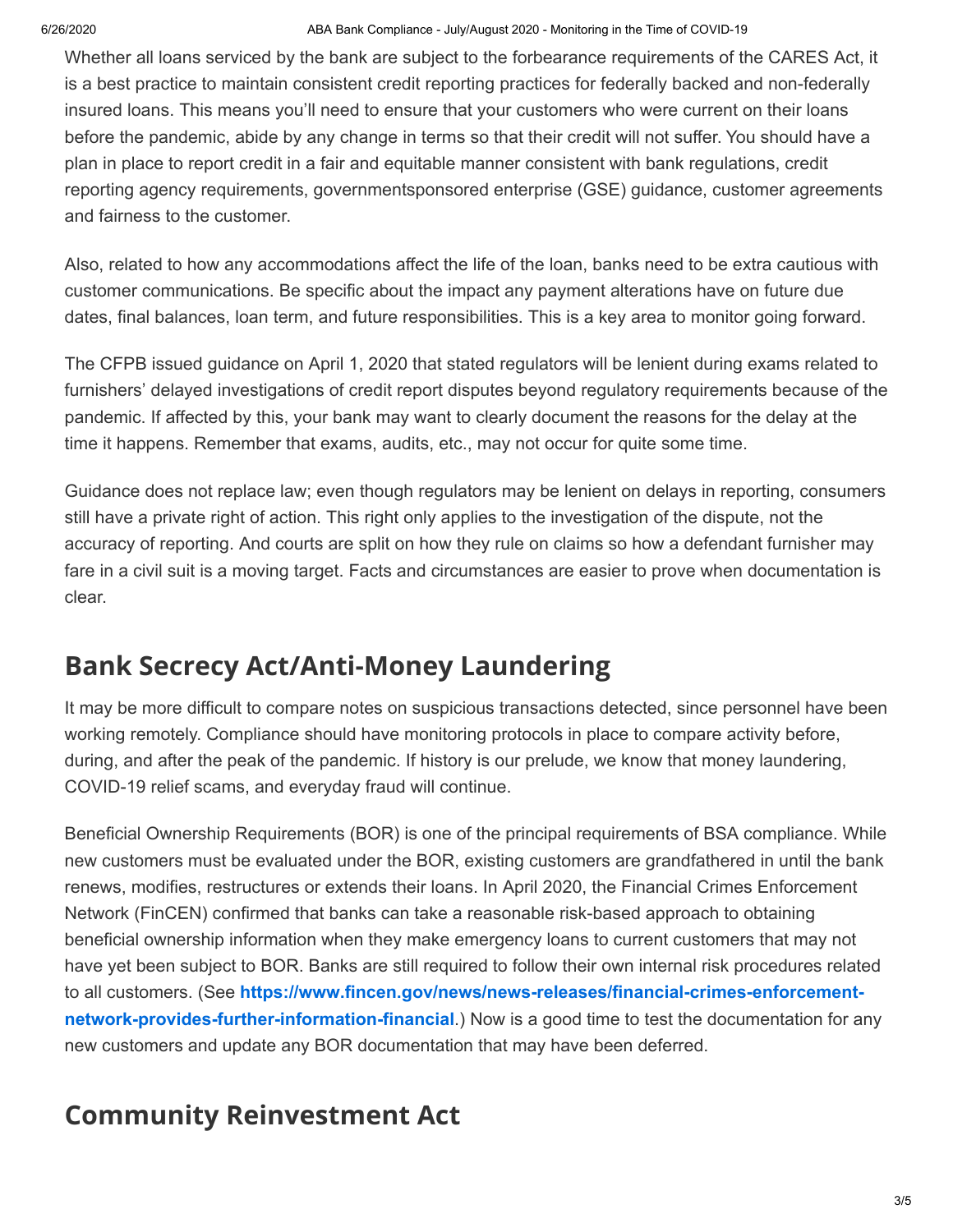Whether all loans serviced by the bank are subject to the forbearance requirements of the CARES Act, it is a best practice to maintain consistent credit reporting practices for federally backed and non-federally insured loans. This means you'll need to ensure that your customers who were current on their loans before the pandemic, abide by any change in terms so that their credit will not suffer. You should have a plan in place to report credit in a fair and equitable manner consistent with bank regulations, credit reporting agency requirements, governmentsponsored enterprise (GSE) guidance, customer agreements and fairness to the customer.

Also, related to how any accommodations affect the life of the loan, banks need to be extra cautious with customer communications. Be specific about the impact any payment alterations have on future due dates, final balances, loan term, and future responsibilities. This is a key area to monitor going forward.

The CFPB issued guidance on April 1, 2020 that stated regulators will be lenient during exams related to furnishers' delayed investigations of credit report disputes beyond regulatory requirements because of the pandemic. If affected by this, your bank may want to clearly document the reasons for the delay at the time it happens. Remember that exams, audits, etc., may not occur for quite some time.

Guidance does not replace law; even though regulators may be lenient on delays in reporting, consumers still have a private right of action. This right only applies to the investigation of the dispute, not the accuracy of reporting. And courts are split on how they rule on claims so how a defendant furnisher may fare in a civil suit is a moving target. Facts and circumstances are easier to prove when documentation is clear.

## Bank Secrecy Act/Anti-Money Laundering

It may be more difficult to compare notes on suspicious transactions detected, since personnel have been working remotely. Compliance should have monitoring protocols in place to compare activity before, during, and after the peak of the pandemic. If history is our prelude, we know that money laundering, COVID-19 relief scams, and everyday fraud will continue.

Beneficial Ownership Requirements (BOR) is one of the principal requirements of BSA compliance. While new customers must be evaluated under the BOR, existing customers are grandfathered in until the bank renews, modifies, restructures or extends their loans. In April 2020, the Financial Crimes Enforcement Network (FinCEN) confirmed that banks can take a reasonable risk-based approach to obtaining beneficial ownership information when they make emergency loans to current customers that may not have yet been subject to BOR. Banks are still required to follow their own internal risk procedures related to all customers. (See **https://www.fincen.gov/news/news-releases/financial-crimes-enforcement-network-provides-further-information-financial**.) Now is a good time to test the documentation for any new customers and update any BOR documentation that may have been deferred.

## Community Reinvestment Act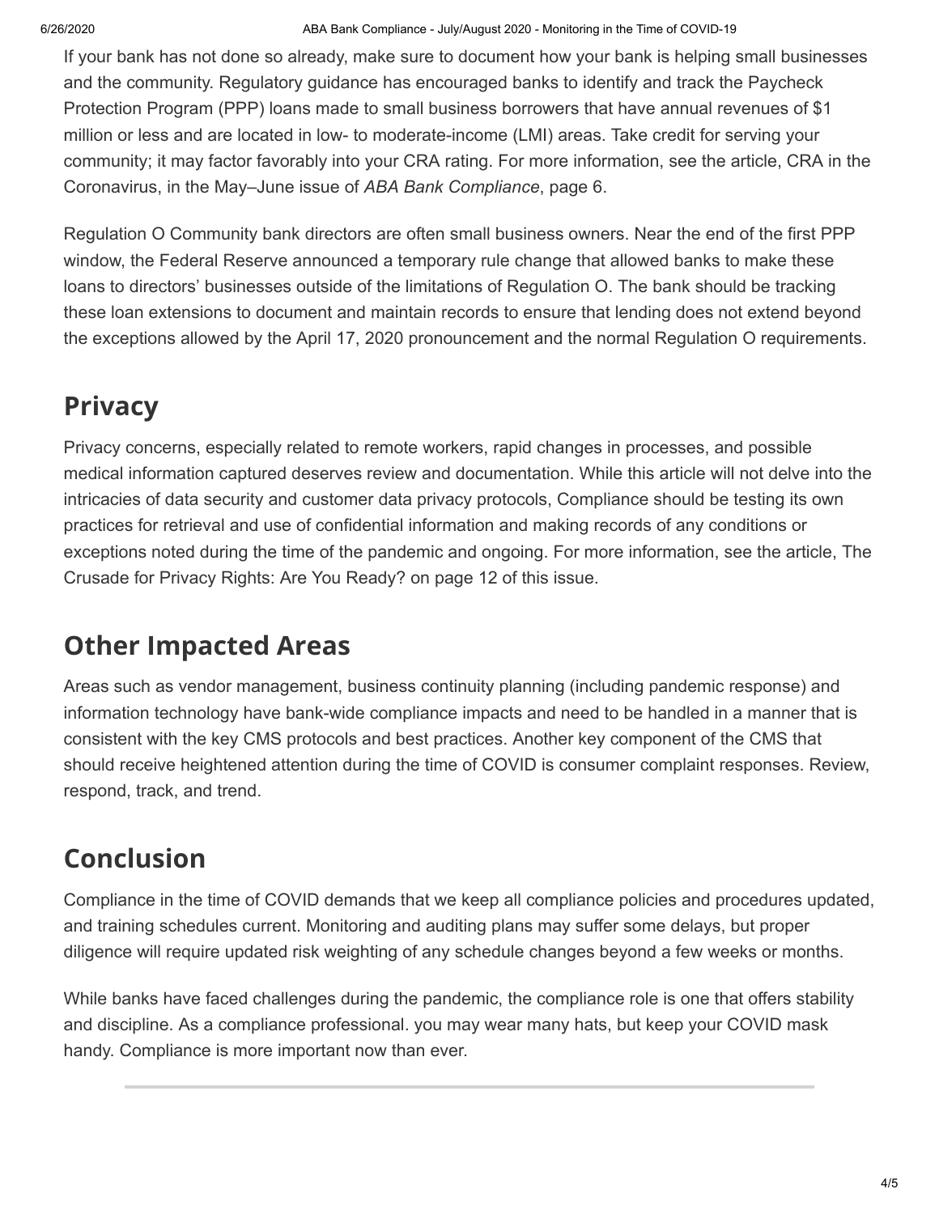If your bank has not done so already, make sure to document how your bank is helping small businesses and the community. Regulatory guidance has encouraged banks to identify and track the Paycheck Protection Program (PPP) loans made to small business borrowers that have annual revenues of $1 million or less and are located in low- to moderate-income (LMI) areas. Take credit for serving your community; it may factor favorably into your CRA rating. For more information, see the article, CRA in the Coronavirus, in the May–June issue of *ABA Bank Compliance*, page 6.

Regulation O Community bank directors are often small business owners. Near the end of the first PPP window, the Federal Reserve announced a temporary rule change that allowed banks to make these loans to directors' businesses outside of the limitations of Regulation O. The bank should be tracking these loan extensions to document and maintain records to ensure that lending does not extend beyond the exceptions allowed by the April 17, 2020 pronouncement and the normal Regulation O requirements.

## Privacy

Privacy concerns, especially related to remote workers, rapid changes in processes, and possible medical information captured deserves review and documentation. While this article will not delve into the intricacies of data security and customer data privacy protocols, Compliance should be testing its own practices for retrieval and use of confidential information and making records of any conditions or exceptions noted during the time of the pandemic and ongoing. For more information, see the article, The Crusade for Privacy Rights: Are You Ready? on page 12 of this issue.

## Other Impacted Areas

Areas such as vendor management, business continuity planning (including pandemic response) and information technology have bank-wide compliance impacts and need to be handled in a manner that is consistent with the key CMS protocols and best practices. Another key component of the CMS that should receive heightened attention during the time of COVID is consumer complaint responses. Review, respond, track, and trend.

## Conclusion

Compliance in the time of COVID demands that we keep all compliance policies and procedures updated, and training schedules current. Monitoring and auditing plans may suffer some delays, but proper diligence will require updated risk weighting of any schedule changes beyond a few weeks or months.

While banks have faced challenges during the pandemic, the compliance role is one that offers stability and discipline. As a compliance professional. you may wear many hats, but keep your COVID mask handy. Compliance is more important now than ever.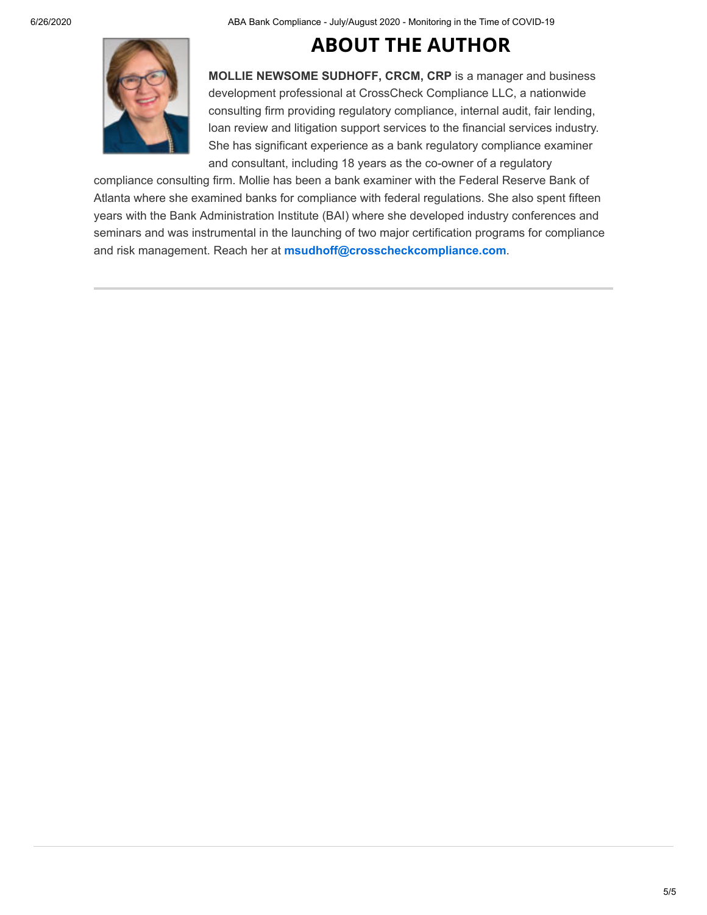# ABOUT THE AUTHOR

**MOLLIE NEWSOME SUDHOFF, CRCM, CRP** is a manager and business development professional at CrossCheck Compliance LLC, a nationwide consulting firm providing regulatory compliance, internal audit, fair lending, loan review and litigation support services to the financial services industry. She has significant experience as a bank regulatory compliance examiner and consultant, including 18 years as the co-owner of a regulatory compliance consulting firm. Mollie has been a bank examiner with the Federal Reserve Bank of Atlanta where she examined banks for compliance with federal regulations. She also spent fifteen years with the Bank Administration Institute (BAI) where she developed industry conferences and seminars and was instrumental in the launching of two major certification programs for compliance and risk management. Reach her at **msudhoff@crosscheckcompliance.com**.